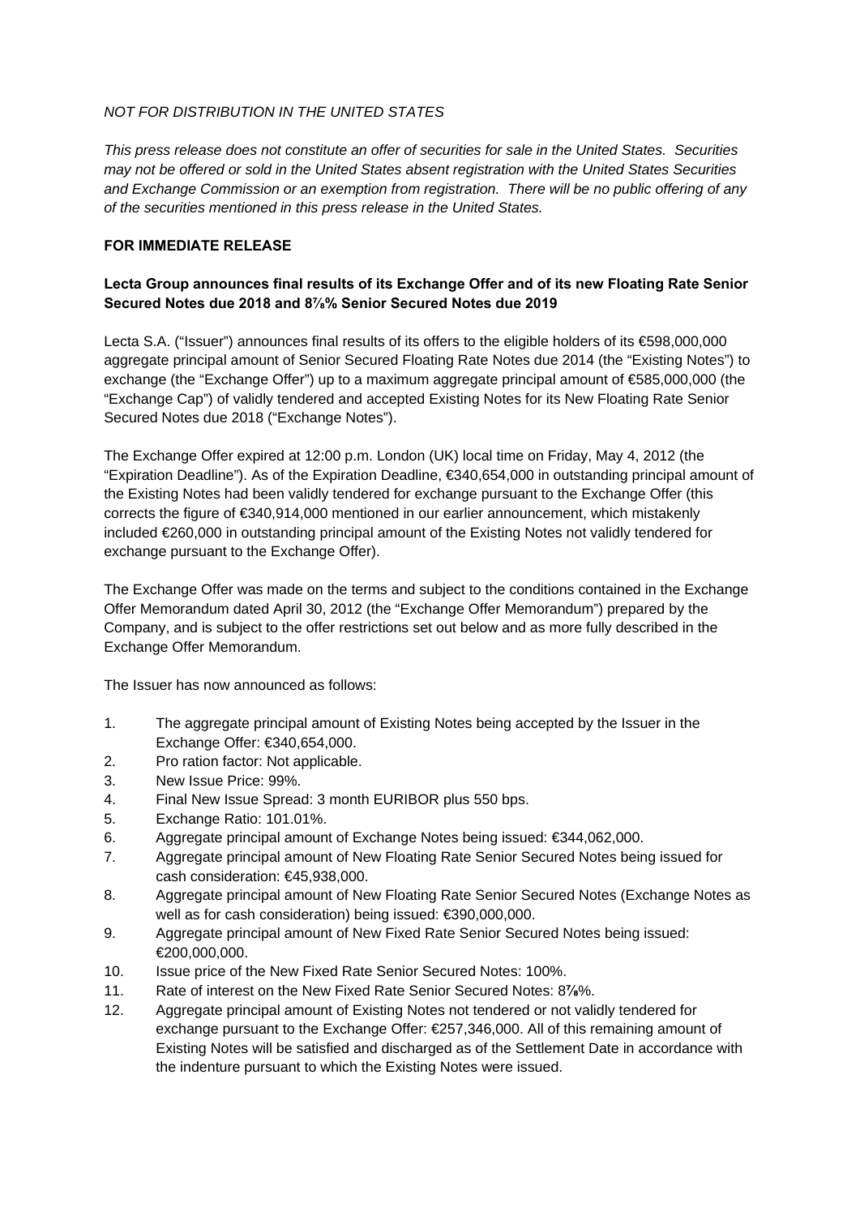*NOT FOR DISTRIBUTION IN THE UNITED STATES*

*This press release does not constitute an offer of securities for sale in the United States. Securities may not be offered or sold in the United States absent registration with the United States Securities and Exchange Commission or an exemption from registration. There will be no public offering of any of the securities mentioned in this press release in the United States.*

**FOR IMMEDIATE RELEASE**

**Lecta Group announces final results of its Exchange Offer and of its new Floating Rate Senior Secured Notes due 2018 and 8⅞% Senior Secured Notes due 2019**

Lecta S.A. ("Issuer") announces final results of its offers to the eligible holders of its €598,000,000 aggregate principal amount of Senior Secured Floating Rate Notes due 2014 (the "Existing Notes") to exchange (the "Exchange Offer") up to a maximum aggregate principal amount of €585,000,000 (the "Exchange Cap") of validly tendered and accepted Existing Notes for its New Floating Rate Senior Secured Notes due 2018 ("Exchange Notes").

The Exchange Offer expired at 12:00 p.m. London (UK) local time on Friday, May 4, 2012 (the "Expiration Deadline"). As of the Expiration Deadline, €340,654,000 in outstanding principal amount of the Existing Notes had been validly tendered for exchange pursuant to the Exchange Offer (this corrects the figure of €340,914,000 mentioned in our earlier announcement, which mistakenly included €260,000 in outstanding principal amount of the Existing Notes not validly tendered for exchange pursuant to the Exchange Offer).

The Exchange Offer was made on the terms and subject to the conditions contained in the Exchange Offer Memorandum dated April 30, 2012 (the "Exchange Offer Memorandum") prepared by the Company, and is subject to the offer restrictions set out below and as more fully described in the Exchange Offer Memorandum.

The Issuer has now announced as follows:

1. The aggregate principal amount of Existing Notes being accepted by the Issuer in the Exchange Offer: €340,654,000.
2. Pro ration factor: Not applicable.
3. New Issue Price: 99%.
4. Final New Issue Spread: 3 month EURIBOR plus 550 bps.
5. Exchange Ratio: 101.01%.
6. Aggregate principal amount of Exchange Notes being issued: €344,062,000.
7. Aggregate principal amount of New Floating Rate Senior Secured Notes being issued for cash consideration: €45,938,000.
8. Aggregate principal amount of New Floating Rate Senior Secured Notes (Exchange Notes as well as for cash consideration) being issued: €390,000,000.
9. Aggregate principal amount of New Fixed Rate Senior Secured Notes being issued: €200,000,000.
10. Issue price of the New Fixed Rate Senior Secured Notes: 100%.
11. Rate of interest on the New Fixed Rate Senior Secured Notes: 8⅞%.
12. Aggregate principal amount of Existing Notes not tendered or not validly tendered for exchange pursuant to the Exchange Offer: €257,346,000. All of this remaining amount of Existing Notes will be satisfied and discharged as of the Settlement Date in accordance with the indenture pursuant to which the Existing Notes were issued.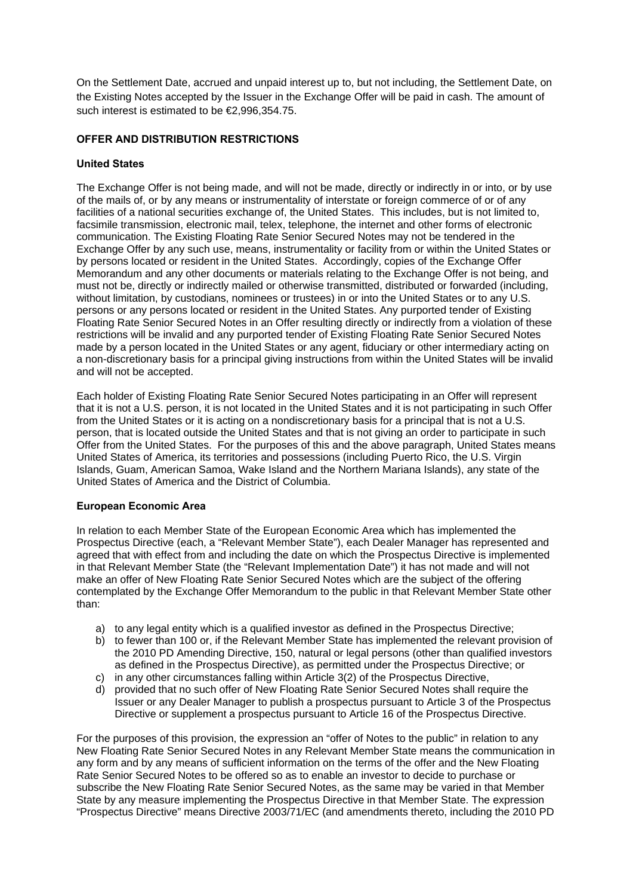On the Settlement Date, accrued and unpaid interest up to, but not including, the Settlement Date, on the Existing Notes accepted by the Issuer in the Exchange Offer will be paid in cash. The amount of such interest is estimated to be €2,996,354.75.

## OFFER AND DISTRIBUTION RESTRICTIONS

### United States

The Exchange Offer is not being made, and will not be made, directly or indirectly in or into, or by use of the mails of, or by any means or instrumentality of interstate or foreign commerce of or of any facilities of a national securities exchange of, the United States. This includes, but is not limited to, facsimile transmission, electronic mail, telex, telephone, the internet and other forms of electronic communication. The Existing Floating Rate Senior Secured Notes may not be tendered in the Exchange Offer by any such use, means, instrumentality or facility from or within the United States or by persons located or resident in the United States. Accordingly, copies of the Exchange Offer Memorandum and any other documents or materials relating to the Exchange Offer is not being, and must not be, directly or indirectly mailed or otherwise transmitted, distributed or forwarded (including, without limitation, by custodians, nominees or trustees) in or into the United States or to any U.S. persons or any persons located or resident in the United States. Any purported tender of Existing Floating Rate Senior Secured Notes in an Offer resulting directly or indirectly from a violation of these restrictions will be invalid and any purported tender of Existing Floating Rate Senior Secured Notes made by a person located in the United States or any agent, fiduciary or other intermediary acting on a non-discretionary basis for a principal giving instructions from within the United States will be invalid and will not be accepted.

Each holder of Existing Floating Rate Senior Secured Notes participating in an Offer will represent that it is not a U.S. person, it is not located in the United States and it is not participating in such Offer from the United States or it is acting on a nondiscretionary basis for a principal that is not a U.S. person, that is located outside the United States and that is not giving an order to participate in such Offer from the United States. For the purposes of this and the above paragraph, United States means United States of America, its territories and possessions (including Puerto Rico, the U.S. Virgin Islands, Guam, American Samoa, Wake Island and the Northern Mariana Islands), any state of the United States of America and the District of Columbia.

### European Economic Area

In relation to each Member State of the European Economic Area which has implemented the Prospectus Directive (each, a "Relevant Member State"), each Dealer Manager has represented and agreed that with effect from and including the date on which the Prospectus Directive is implemented in that Relevant Member State (the "Relevant Implementation Date") it has not made and will not make an offer of New Floating Rate Senior Secured Notes which are the subject of the offering contemplated by the Exchange Offer Memorandum to the public in that Relevant Member State other than:

a) to any legal entity which is a qualified investor as defined in the Prospectus Directive;
b) to fewer than 100 or, if the Relevant Member State has implemented the relevant provision of the 2010 PD Amending Directive, 150, natural or legal persons (other than qualified investors as defined in the Prospectus Directive), as permitted under the Prospectus Directive; or
c) in any other circumstances falling within Article 3(2) of the Prospectus Directive,
d) provided that no such offer of New Floating Rate Senior Secured Notes shall require the Issuer or any Dealer Manager to publish a prospectus pursuant to Article 3 of the Prospectus Directive or supplement a prospectus pursuant to Article 16 of the Prospectus Directive.

For the purposes of this provision, the expression an "offer of Notes to the public" in relation to any New Floating Rate Senior Secured Notes in any Relevant Member State means the communication in any form and by any means of sufficient information on the terms of the offer and the New Floating Rate Senior Secured Notes to be offered so as to enable an investor to decide to purchase or subscribe the New Floating Rate Senior Secured Notes, as the same may be varied in that Member State by any measure implementing the Prospectus Directive in that Member State. The expression "Prospectus Directive" means Directive 2003/71/EC (and amendments thereto, including the 2010 PD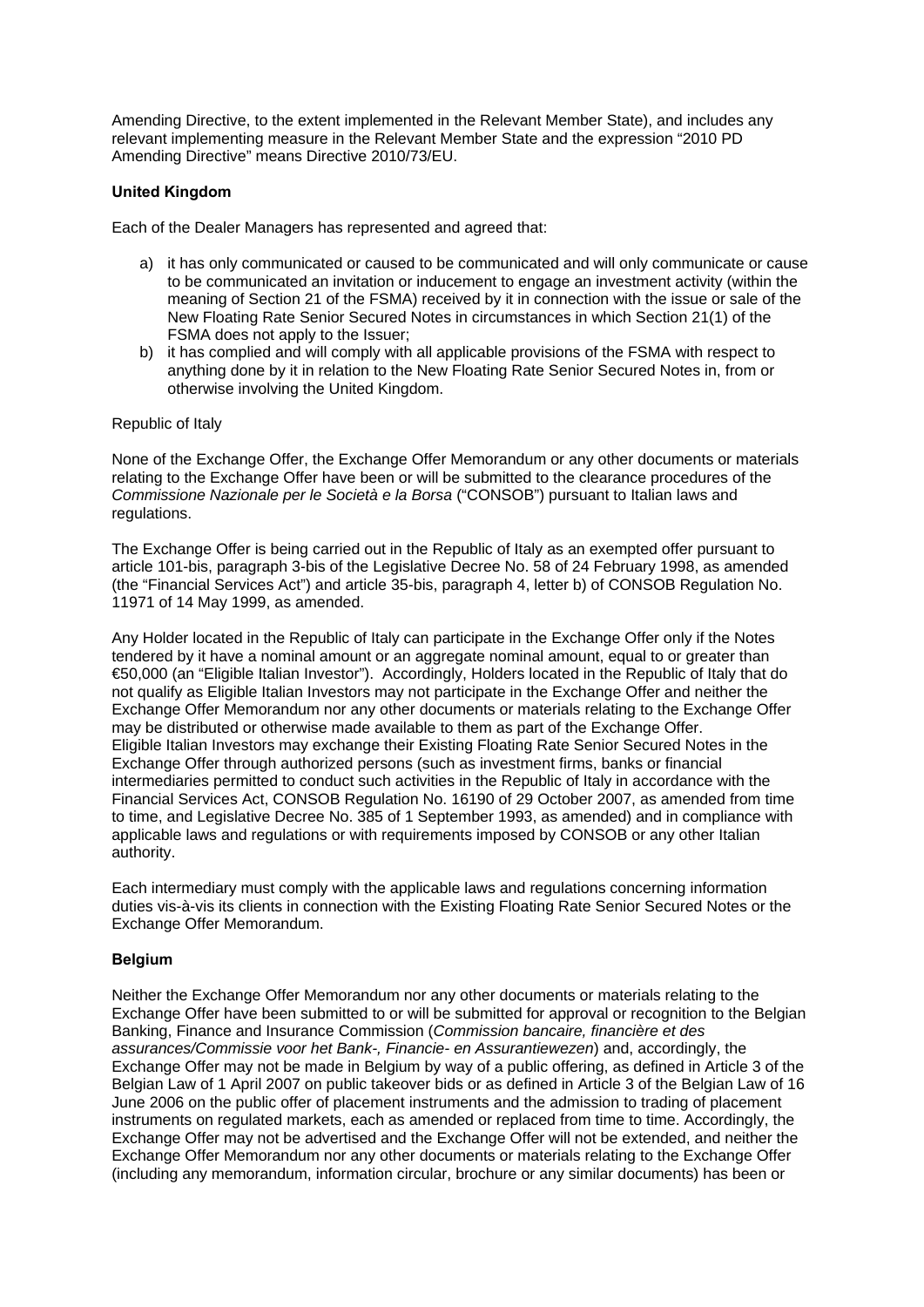Amending Directive, to the extent implemented in the Relevant Member State), and includes any relevant implementing measure in the Relevant Member State and the expression "2010 PD Amending Directive" means Directive 2010/73/EU.

**United Kingdom**

Each of the Dealer Managers has represented and agreed that:

a) it has only communicated or caused to be communicated and will only communicate or cause to be communicated an invitation or inducement to engage an investment activity (within the meaning of Section 21 of the FSMA) received by it in connection with the issue or sale of the New Floating Rate Senior Secured Notes in circumstances in which Section 21(1) of the FSMA does not apply to the Issuer;
b) it has complied and will comply with all applicable provisions of the FSMA with respect to anything done by it in relation to the New Floating Rate Senior Secured Notes in, from or otherwise involving the United Kingdom.

Republic of Italy

None of the Exchange Offer, the Exchange Offer Memorandum or any other documents or materials relating to the Exchange Offer have been or will be submitted to the clearance procedures of the *Commissione Nazionale per le Società e la Borsa* ("CONSOB") pursuant to Italian laws and regulations.

The Exchange Offer is being carried out in the Republic of Italy as an exempted offer pursuant to article 101-bis, paragraph 3-bis of the Legislative Decree No. 58 of 24 February 1998, as amended (the "Financial Services Act") and article 35-bis, paragraph 4, letter b) of CONSOB Regulation No. 11971 of 14 May 1999, as amended.

Any Holder located in the Republic of Italy can participate in the Exchange Offer only if the Notes tendered by it have a nominal amount or an aggregate nominal amount, equal to or greater than €50,000 (an "Eligible Italian Investor"). Accordingly, Holders located in the Republic of Italy that do not qualify as Eligible Italian Investors may not participate in the Exchange Offer and neither the Exchange Offer Memorandum nor any other documents or materials relating to the Exchange Offer may be distributed or otherwise made available to them as part of the Exchange Offer.
Eligible Italian Investors may exchange their Existing Floating Rate Senior Secured Notes in the Exchange Offer through authorized persons (such as investment firms, banks or financial intermediaries permitted to conduct such activities in the Republic of Italy in accordance with the Financial Services Act, CONSOB Regulation No. 16190 of 29 October 2007, as amended from time to time, and Legislative Decree No. 385 of 1 September 1993, as amended) and in compliance with applicable laws and regulations or with requirements imposed by CONSOB or any other Italian authority.

Each intermediary must comply with the applicable laws and regulations concerning information duties vis-à-vis its clients in connection with the Existing Floating Rate Senior Secured Notes or the Exchange Offer Memorandum.

**Belgium**

Neither the Exchange Offer Memorandum nor any other documents or materials relating to the Exchange Offer have been submitted to or will be submitted for approval or recognition to the Belgian Banking, Finance and Insurance Commission (*Commission bancaire, financière et des assurances/Commissie voor het Bank-, Financie- en Assurantiewezen*) and, accordingly, the Exchange Offer may not be made in Belgium by way of a public offering, as defined in Article 3 of the Belgian Law of 1 April 2007 on public takeover bids or as defined in Article 3 of the Belgian Law of 16 June 2006 on the public offer of placement instruments and the admission to trading of placement instruments on regulated markets, each as amended or replaced from time to time. Accordingly, the Exchange Offer may not be advertised and the Exchange Offer will not be extended, and neither the Exchange Offer Memorandum nor any other documents or materials relating to the Exchange Offer (including any memorandum, information circular, brochure or any similar documents) has been or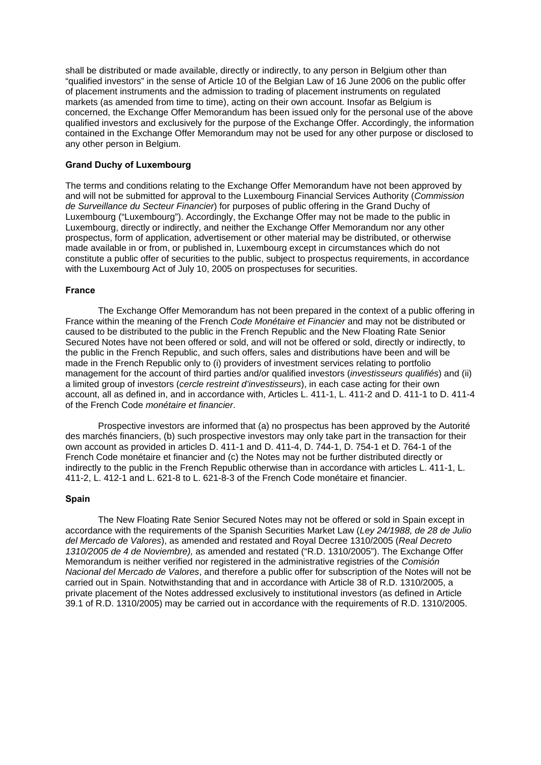shall be distributed or made available, directly or indirectly, to any person in Belgium other than "qualified investors" in the sense of Article 10 of the Belgian Law of 16 June 2006 on the public offer of placement instruments and the admission to trading of placement instruments on regulated markets (as amended from time to time), acting on their own account. Insofar as Belgium is concerned, the Exchange Offer Memorandum has been issued only for the personal use of the above qualified investors and exclusively for the purpose of the Exchange Offer. Accordingly, the information contained in the Exchange Offer Memorandum may not be used for any other purpose or disclosed to any other person in Belgium.

**Grand Duchy of Luxembourg**

The terms and conditions relating to the Exchange Offer Memorandum have not been approved by and will not be submitted for approval to the Luxembourg Financial Services Authority (*Commission de Surveillance du Secteur Financier*) for purposes of public offering in the Grand Duchy of Luxembourg ("Luxembourg"). Accordingly, the Exchange Offer may not be made to the public in Luxembourg, directly or indirectly, and neither the Exchange Offer Memorandum nor any other prospectus, form of application, advertisement or other material may be distributed, or otherwise made available in or from, or published in, Luxembourg except in circumstances which do not constitute a public offer of securities to the public, subject to prospectus requirements, in accordance with the Luxembourg Act of July 10, 2005 on prospectuses for securities.

**France**

The Exchange Offer Memorandum has not been prepared in the context of a public offering in France within the meaning of the French *Code Monétaire et Financier* and may not be distributed or caused to be distributed to the public in the French Republic and the New Floating Rate Senior Secured Notes have not been offered or sold, and will not be offered or sold, directly or indirectly, to the public in the French Republic, and such offers, sales and distributions have been and will be made in the French Republic only to (i) providers of investment services relating to portfolio management for the account of third parties and/or qualified investors (*investisseurs qualifiés*) and (ii) a limited group of investors (*cercle restreint d'investisseurs*), in each case acting for their own account, all as defined in, and in accordance with, Articles L. 411-1, L. 411-2 and D. 411-1 to D. 411-4 of the French Code *monétaire et financier*.

Prospective investors are informed that (a) no prospectus has been approved by the Autorité des marchés financiers, (b) such prospective investors may only take part in the transaction for their own account as provided in articles D. 411-1 and D. 411-4, D. 744-1, D. 754-1 et D. 764-1 of the French Code monétaire et financier and (c) the Notes may not be further distributed directly or indirectly to the public in the French Republic otherwise than in accordance with articles L. 411-1, L. 411-2, L. 412-1 and L. 621-8 to L. 621-8-3 of the French Code monétaire et financier.

**Spain**

The New Floating Rate Senior Secured Notes may not be offered or sold in Spain except in accordance with the requirements of the Spanish Securities Market Law (*Ley 24/1988, de 28 de Julio del Mercado de Valores*), as amended and restated and Royal Decree 1310/2005 (*Real Decreto 1310/2005 de 4 de Noviembre),* as amended and restated ("R.D. 1310/2005"). The Exchange Offer Memorandum is neither verified nor registered in the administrative registries of the *Comisión Nacional del Mercado de Valores*, and therefore a public offer for subscription of the Notes will not be carried out in Spain. Notwithstanding that and in accordance with Article 38 of R.D. 1310/2005, a private placement of the Notes addressed exclusively to institutional investors (as defined in Article 39.1 of R.D. 1310/2005) may be carried out in accordance with the requirements of R.D. 1310/2005.